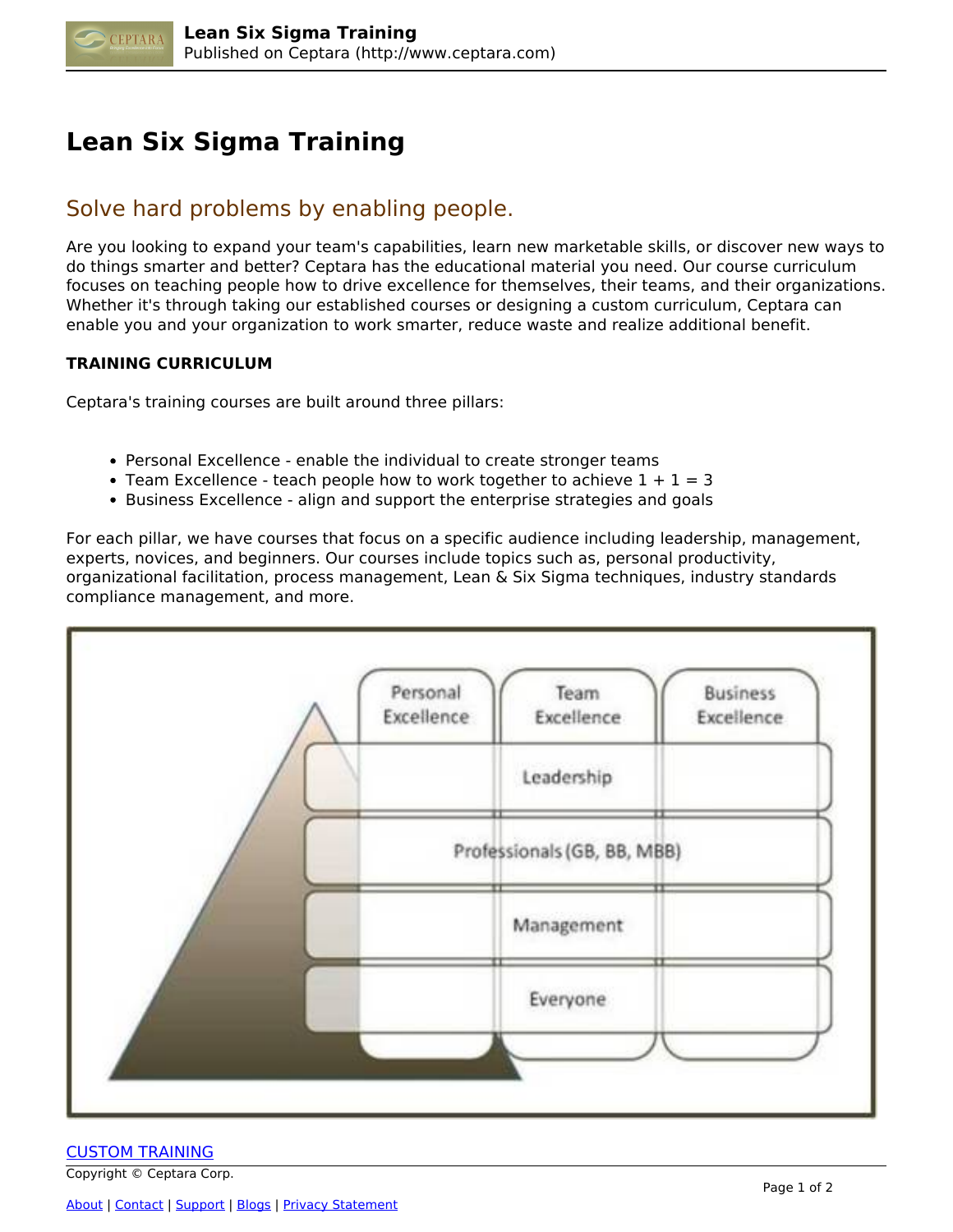# Lean Six Sigma Training

## Solve hard problems by enabling people.

Are you looking to expand your team's capabilities, learn new marketable skills, or discover new ways to do things smarter and better? Ceptara has the educational material you need. Our course curriculum focuses on teaching people how to drive excellence for themselves, their teams, and their organizations. Whether it's through taking our established courses or designing a custom curriculum, Ceptara can enable you and your organization to work smarter, reduce waste and realize additional benefit.

**TRAINING CURRICULUM**

Ceptara's training courses are built around three pillars:

- Personal Excellence - enable the individual to create stronger teams
- Team Excellence - teach people how to work together to achieve 1 + 1 = 3
- Business Excellence - align and support the enterprise strategies and goals

For each pillar, we have courses that focus on a specific audience including leadership, management, experts, novices, and beginners. Our courses include topics such as, personal productivity, organizational facilitation, process management, Lean & Six Sigma techniques, industry standards compliance management, and more.

CUSTOM TRAINING

Copyright © Ceptara Corp.

About | Contact | Support | Blogs | Privacy Statement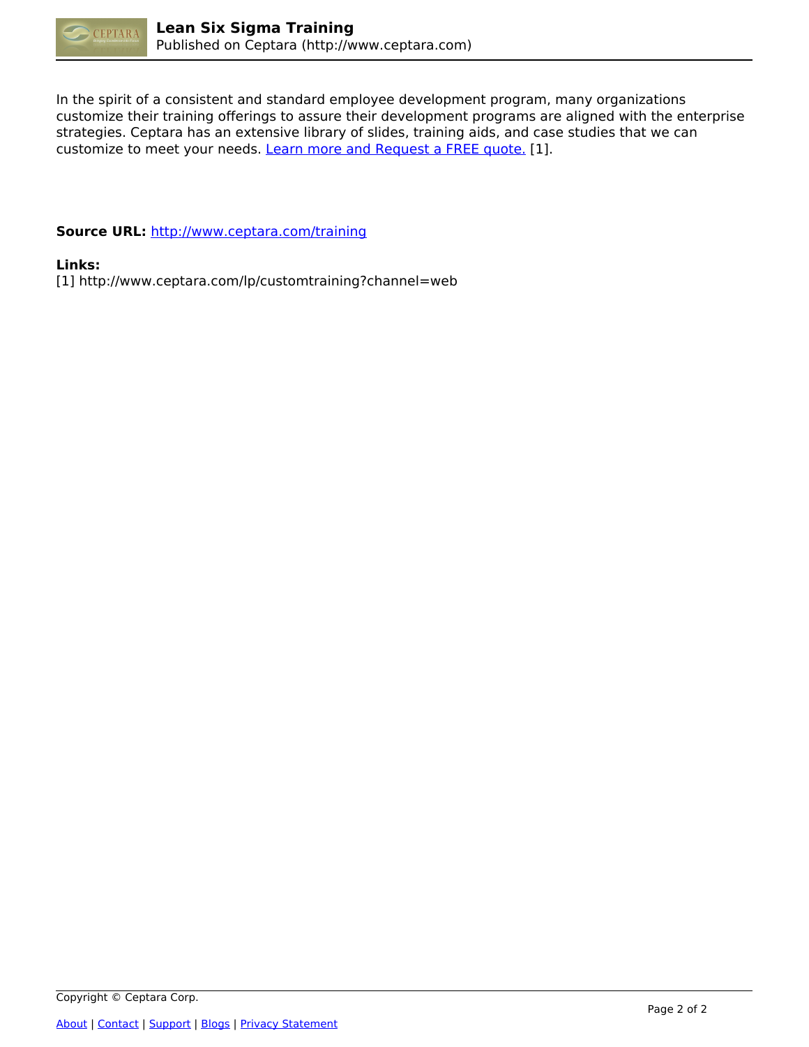In the spirit of a consistent and standard employee development program, many organizations customize their training offerings to assure their development programs are aligned with the enterprise strategies. Ceptara has an extensive library of slides, training aids, and case studies that we can customize to meet your needs. Learn more and Request a FREE quote. [1].

**Source URL:** http://www.ceptara.com/training

**Links:**
[1] http://www.ceptara.com/lp/customtraining?channel=web